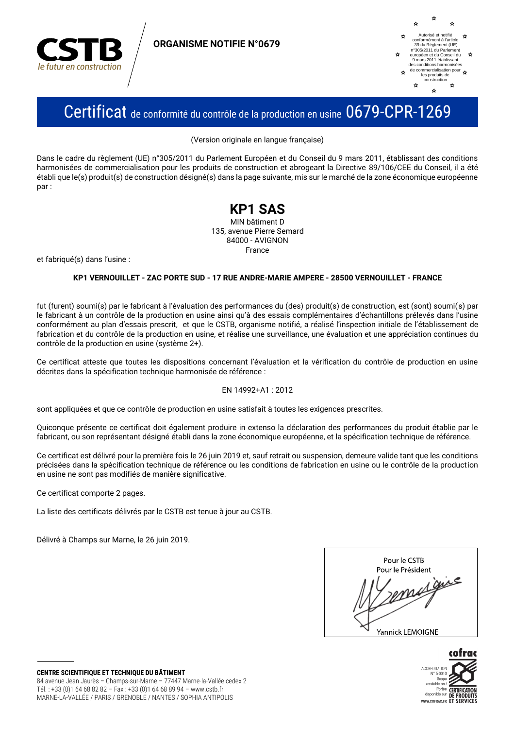CSTB
*le futur en construction*

**ORGANISME NOTIFIE N°0679**

Autorisé et notifié conformément à l'article 39 du Règlement (UE) n°305/2011 du Parlement européen et du Conseil du 9 mars 2011 établissant des conditions harmonisées de commercialisation pour les produits de construction

# Certificat de conformité du contrôle de la production en usine 0679-CPR-1269

(Version originale en langue française)

Dans le cadre du règlement (UE) n°305/2011 du Parlement Européen et du Conseil du 9 mars 2011, établissant des conditions harmonisées de commercialisation pour les produits de construction et abrogeant la Directive 89/106/CEE du Conseil, il a été établi que le(s) produit(s) de construction désigné(s) dans la page suivante, mis sur le marché de la zone économique européenne par :

## KP1 SAS

MIN bâtiment D
135, avenue Pierre Semard
84000 - AVIGNON
France

et fabriqué(s) dans l'usine :

**KP1 VERNOUILLET - ZAC PORTE SUD - 17 RUE ANDRE-MARIE AMPERE - 28500 VERNOUILLET - FRANCE**

fut (furent) soumi(s) par le fabricant à l'évaluation des performances du (des) produit(s) de construction, est (sont) soumi(s) par le fabricant à un contrôle de la production en usine ainsi qu'à des essais complémentaires d'échantillons prélevés dans l'usine conformément au plan d'essais prescrit, et que le CSTB, organisme notifié, a réalisé l'inspection initiale de l'établissement de fabrication et du contrôle de la production en usine, et réalise une surveillance, une évaluation et une appréciation continues du contrôle de la production en usine (système 2+).

Ce certificat atteste que toutes les dispositions concernant l'évaluation et la vérification du contrôle de production en usine décrites dans la spécification technique harmonisée de référence :

EN 14992+A1 : 2012

sont appliquées et que ce contrôle de production en usine satisfait à toutes les exigences prescrites.

Quiconque présente ce certificat doit également produire in extenso la déclaration des performances du produit établie par le fabricant, ou son représentant désigné établi dans la zone économique européenne, et la spécification technique de référence.

Ce certificat est délivré pour la première fois le 26 juin 2019 et, sauf retrait ou suspension, demeure valide tant que les conditions précisées dans la spécification technique de référence ou les conditions de fabrication en usine ou le contrôle de la production en usine ne sont pas modifiés de manière significative.

Ce certificat comporte 2 pages.

La liste des certificats délivrés par le CSTB est tenue à jour au CSTB.

Délivré à Champs sur Marne, le 26 juin 2019.

Pour le CSTB
Pour le Président

Yannick LEMOIGNE

**CENTRE SCIENTIFIQUE ET TECHNIQUE DU BÂTIMENT**
84 avenue Jean Jaurès – Champs-sur-Marne – 77447 Marne-la-Vallée cedex 2
Tél. : +33 (0)1 64 68 82 82 – Fax : +33 (0)1 64 68 89 94 – www.cstb.fr
MARNE-LA-VALLÉE / PARIS / GRENOBLE / NANTES / SOPHIA ANTIPOLIS

cofrac
ACCREDITATION N° 5-0010
Scope available on / Portée disponible sur WWW.COFRAC.FR
CERTIFICATION DE PRODUITS ET SERVICES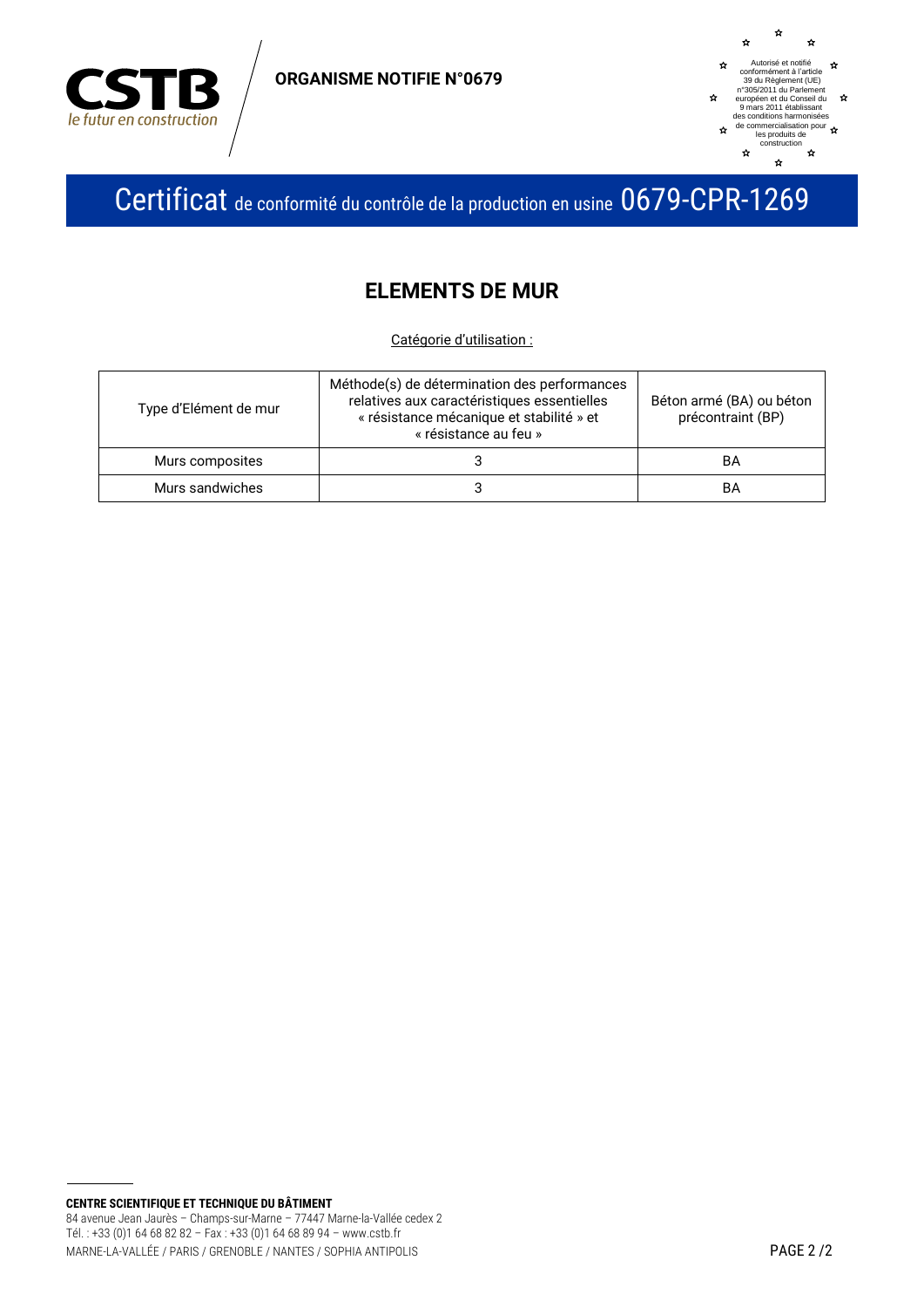**ORGANISME NOTIFIE N°0679**

Autorisé et notifié conformément à l'article 39 du Règlement (UE) n°305/2011 du Parlement européen et du Conseil du 9 mars 2011 établissant des conditions harmonisées de commercialisation pour les produits de construction

# Certificat de conformité du contrôle de la production en usine 0679-CPR-1269

## ELEMENTS DE MUR

Catégorie d'utilisation :

| Type d'Elément de mur | Méthode(s) de détermination des performances relatives aux caractéristiques essentielles « résistance mécanique et stabilité » et « résistance au feu » | Béton armé (BA) ou béton précontraint (BP) |
|---|---|---|
| Murs composites | 3 | BA |
| Murs sandwiches | 3 | BA |

**CENTRE SCIENTIFIQUE ET TECHNIQUE DU BÂTIMENT**
84 avenue Jean Jaurès – Champs-sur-Marne – 77447 Marne-la-Vallée cedex 2
Tél. : +33 (0)1 64 68 82 82 – Fax : +33 (0)1 64 68 89 94 – www.cstb.fr
MARNE-LA-VALLÉE / PARIS / GRENOBLE / NANTES / SOPHIA ANTIPOLIS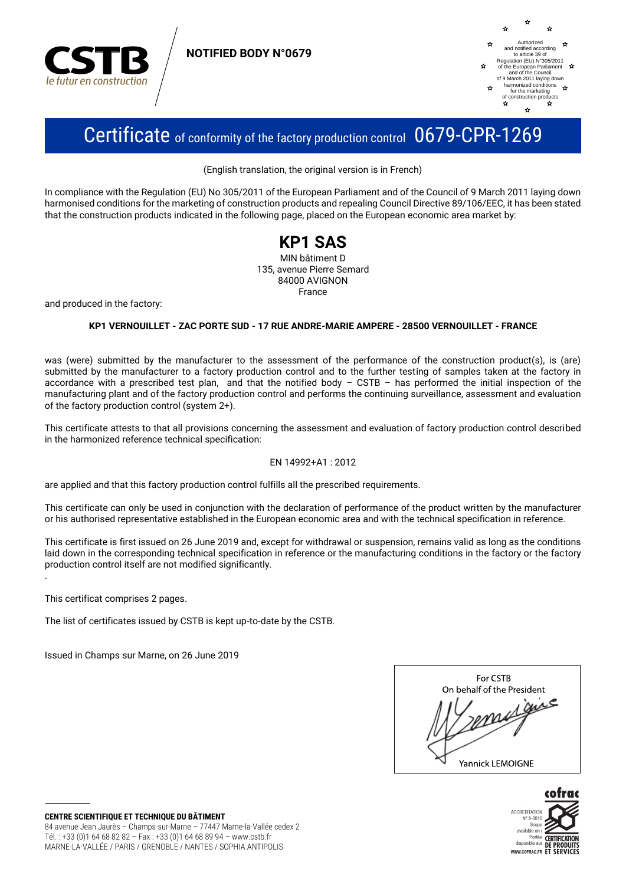**NOTIFIED BODY N°0679**

Authorized and notified according to article 39 of Regulation (EU) N°305/2011 of the European Parliament and of the Council of 9 March 2011 laying down harmonized conditions for the marketing of construction products

# Certificate of conformity of the factory production control 0679-CPR-1269

(English translation, the original version is in French)

In compliance with the Regulation (EU) No 305/2011 of the European Parliament and of the Council of 9 March 2011 laying down harmonised conditions for the marketing of construction products and repealing Council Directive 89/106/EEC, it has been stated that the construction products indicated in the following page, placed on the European economic area market by:

## KP1 SAS

MIN bâtiment D
135, avenue Pierre Semard
84000 AVIGNON
France

and produced in the factory:

**KP1 VERNOUILLET - ZAC PORTE SUD - 17 RUE ANDRE-MARIE AMPERE - 28500 VERNOUILLET - FRANCE**

was (were) submitted by the manufacturer to the assessment of the performance of the construction product(s), is (are) submitted by the manufacturer to a factory production control and to the further testing of samples taken at the factory in accordance with a prescribed test plan, and that the notified body – CSTB – has performed the initial inspection of the manufacturing plant and of the factory production control and performs the continuing surveillance, assessment and evaluation of the factory production control (system 2+).

This certificate attests to that all provisions concerning the assessment and evaluation of factory production control described in the harmonized reference technical specification:

EN 14992+A1 : 2012

are applied and that this factory production control fulfills all the prescribed requirements.

This certificate can only be used in conjunction with the declaration of performance of the product written by the manufacturer or his authorised representative established in the European economic area and with the technical specification in reference.

This certificate is first issued on 26 June 2019 and, except for withdrawal or suspension, remains valid as long as the conditions laid down in the corresponding technical specification in reference or the manufacturing conditions in the factory or the factory production control itself are not modified significantly.

This certificat comprises 2 pages.

The list of certificates issued by CSTB is kept up-to-date by the CSTB.

Issued in Champs sur Marne, on 26 June 2019

For CSTB
On behalf of the President

Yannick LEMOIGNE

**CENTRE SCIENTIFIQUE ET TECHNIQUE DU BÂTIMENT**
84 avenue Jean Jaurès – Champs-sur-Marne – 77447 Marne-la-Vallée cedex 2
Tél. : +33 (0)1 64 68 82 82 – Fax : +33 (0)1 64 68 89 94 – www.cstb.fr
MARNE-LA-VALLÉE / PARIS / GRENOBLE / NANTES / SOPHIA ANTIPOLIS

cofrac ACCREDITATION N° 5-0010 Scope available on / Portée disponible sur WWW.COFRAC.FR CERTIFICATION DE PRODUITS ET SERVICES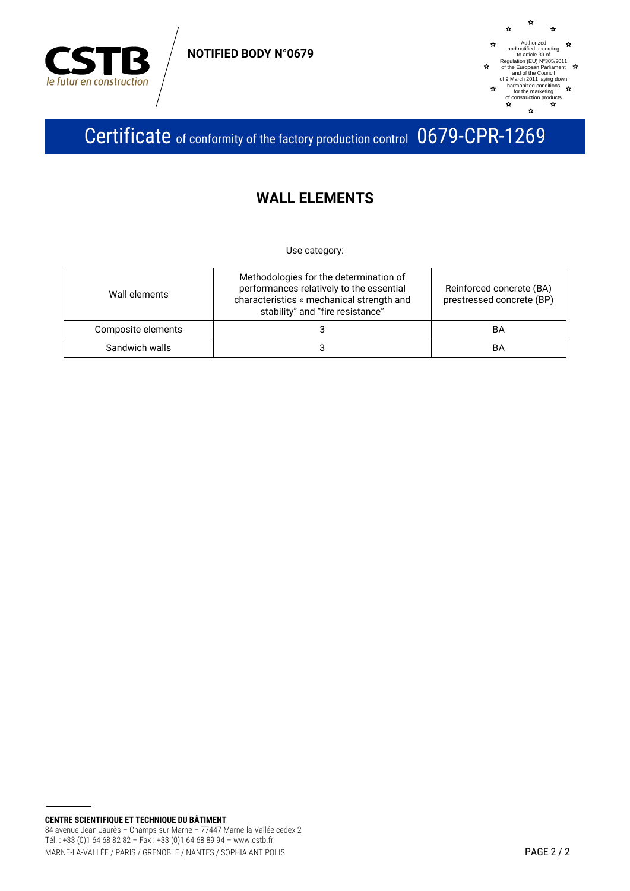CSTB
*le futur en construction*

**NOTIFIED BODY N°0679**

Authorized and notified according to article 39 of Regulation (EU) N°305/2011 of the European Parliament and of the Council of 9 March 2011 laying down harmonized conditions for the marketing of construction products

# Certificate of conformity of the factory production control 0679-CPR-1269

## WALL ELEMENTS

Use category:

| Wall elements | Methodologies for the determination of performances relatively to the essential characteristics « mechanical strength and stability" and "fire resistance" | Reinforced concrete (BA) prestressed concrete (BP) |
|---|---|---|
| Composite elements | 3 | BA |
| Sandwich walls | 3 | BA |

**CENTRE SCIENTIFIQUE ET TECHNIQUE DU BÂTIMENT**
84 avenue Jean Jaurès – Champs-sur-Marne – 77447 Marne-la-Vallée cedex 2
Tél. : +33 (0)1 64 68 82 82 – Fax : +33 (0)1 64 68 89 94 – www.cstb.fr
MARNE-LA-VALLÉE / PARIS / GRENOBLE / NANTES / SOPHIA ANTIPOLIS